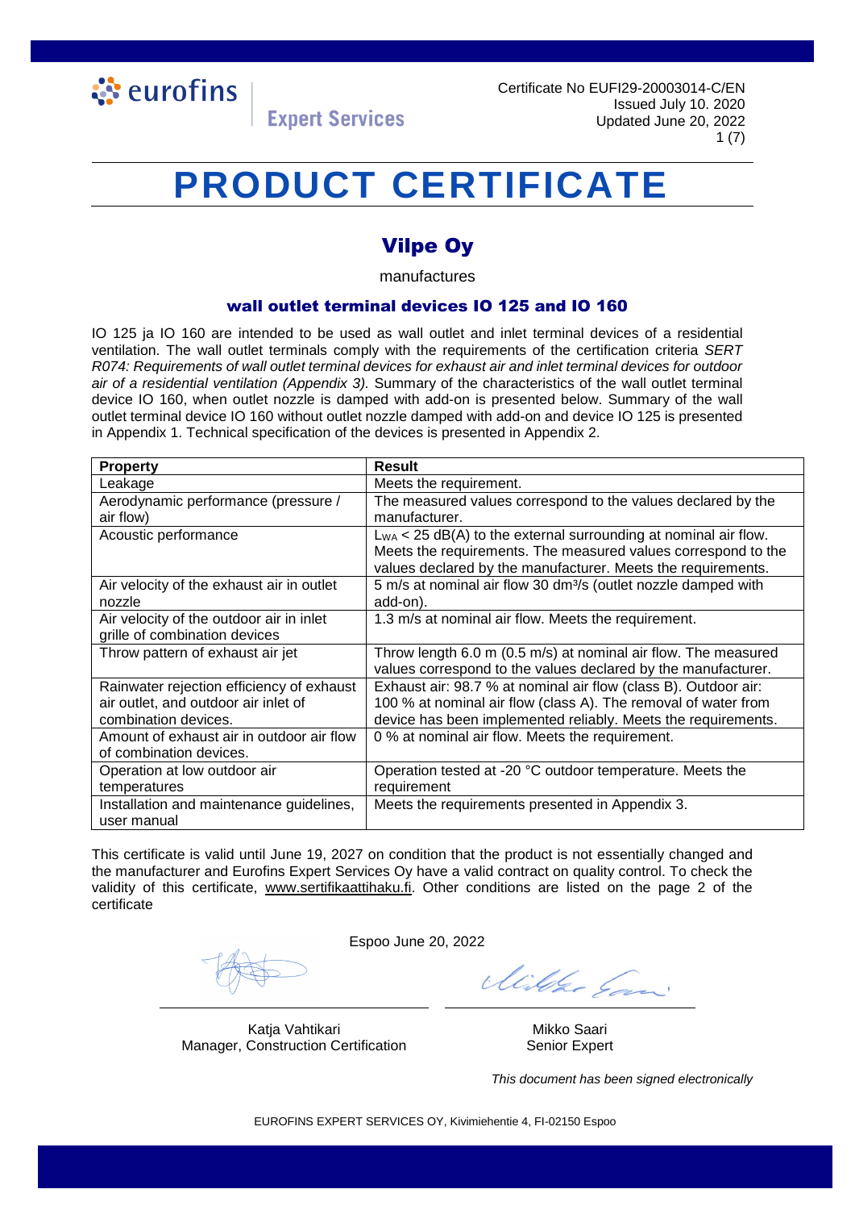eurofins | Expert Services

Certificate No EUFI29-20003014-C/EN
Issued July 10. 2020
Updated June 20, 2022

# PRODUCT CERTIFICATE

## Vilpe Oy

manufactures

### wall outlet terminal devices IO 125 and IO 160

IO 125 ja IO 160 are intended to be used as wall outlet and inlet terminal devices of a residential ventilation. The wall outlet terminals comply with the requirements of the certification criteria *SERT R074: Requirements of wall outlet terminal devices for exhaust air and inlet terminal devices for outdoor air of a residential ventilation (Appendix 3).* Summary of the characteristics of the wall outlet terminal device IO 160, when outlet nozzle is damped with add-on is presented below. Summary of the wall outlet terminal device IO 160 without outlet nozzle damped with add-on and device IO 125 is presented in Appendix 1. Technical specification of the devices is presented in Appendix 2.

| **Property** | **Result** |
|---|---|
| Leakage | Meets the requirement. |
| Aerodynamic performance (pressure / air flow) | The measured values correspond to the values declared by the manufacturer. |
| Acoustic performance | $L_{WA}$ < 25 dB(A) to the external surrounding at nominal air flow. Meets the requirements. The measured values correspond to the values declared by the manufacturer. Meets the requirements. |
| Air velocity of the exhaust air in outlet nozzle | 5 m/s at nominal air flow 30 $dm^3/s$ (outlet nozzle damped with add-on). |
| Air velocity of the outdoor air in inlet grille of combination devices | 1.3 m/s at nominal air flow. Meets the requirement. |
| Throw pattern of exhaust air jet | Throw length 6.0 m (0.5 m/s) at nominal air flow. The measured values correspond to the values declared by the manufacturer. |
| Rainwater rejection efficiency of exhaust air outlet, and outdoor air inlet of combination devices. | Exhaust air: 98.7 % at nominal air flow (class B). Outdoor air: 100 % at nominal air flow (class A). The removal of water from device has been implemented reliably. Meets the requirements. |
| Amount of exhaust air in outdoor air flow of combination devices. | 0 % at nominal air flow. Meets the requirement. |
| Operation at low outdoor air temperatures | Operation tested at -20 °C outdoor temperature. Meets the requirement |
| Installation and maintenance guidelines, user manual | Meets the requirements presented in Appendix 3. |

This certificate is valid until June 19, 2027 on condition that the product is not essentially changed and the manufacturer and Eurofins Expert Services Oy have a valid contract on quality control. To check the validity of this certificate, www.sertifikaattihaku.fi. Other conditions are listed on the page 2 of the certificate

Espoo June 20, 2022

Katja Vahtikari
Manager, Construction Certification

Mikko Saari
Senior Expert

*This document has been signed electronically*

EUROFINS EXPERT SERVICES OY, Kivimiehentie 4, FI-02150 Espoo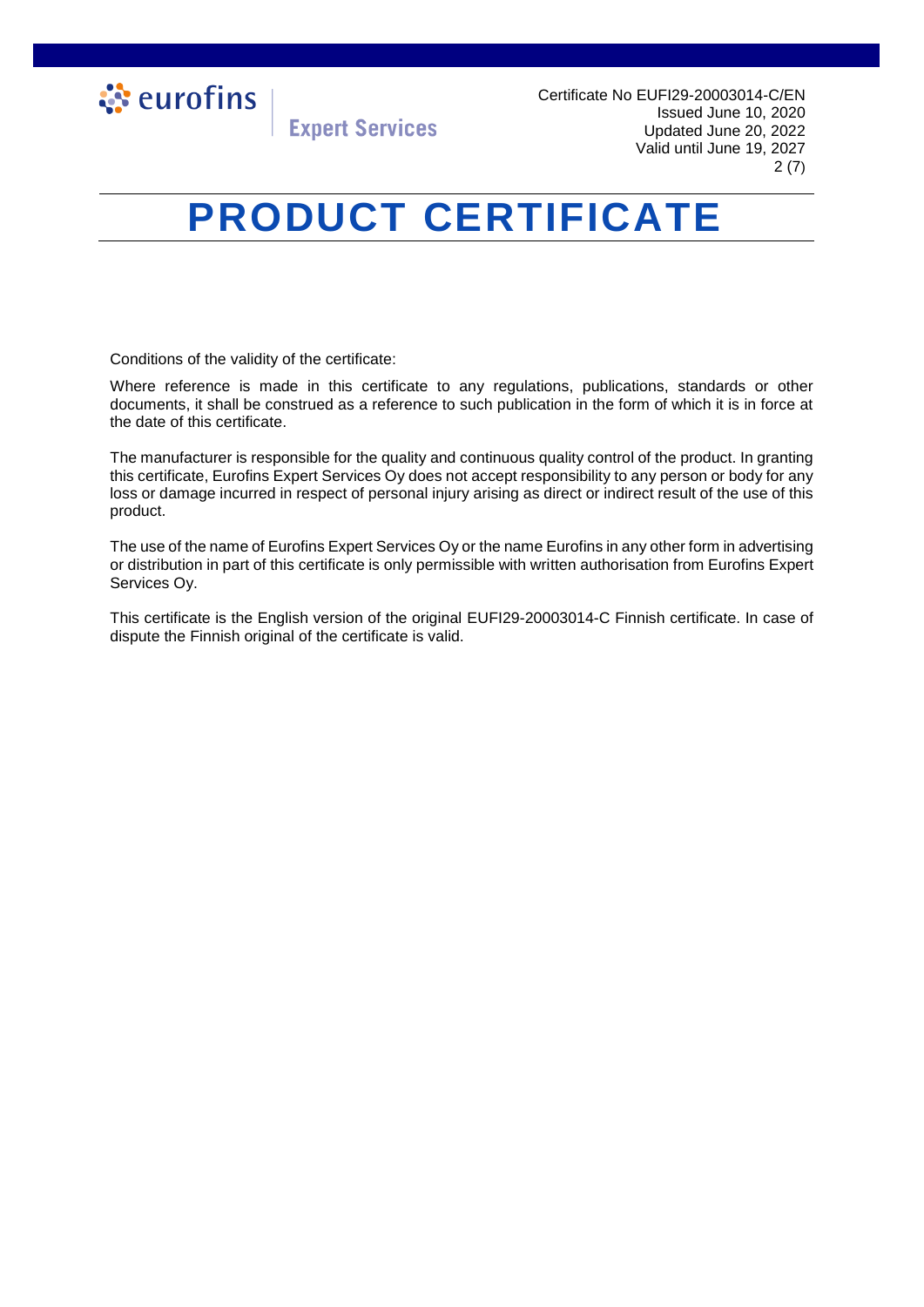# PRODUCT CERTIFICATE

Conditions of the validity of the certificate:

Where reference is made in this certificate to any regulations, publications, standards or other documents, it shall be construed as a reference to such publication in the form of which it is in force at the date of this certificate.

The manufacturer is responsible for the quality and continuous quality control of the product. In granting this certificate, Eurofins Expert Services Oy does not accept responsibility to any person or body for any loss or damage incurred in respect of personal injury arising as direct or indirect result of the use of this product.

The use of the name of Eurofins Expert Services Oy or the name Eurofins in any other form in advertising or distribution in part of this certificate is only permissible with written authorisation from Eurofins Expert Services Oy.

This certificate is the English version of the original EUFI29-20003014-C Finnish certificate. In case of dispute the Finnish original of the certificate is valid.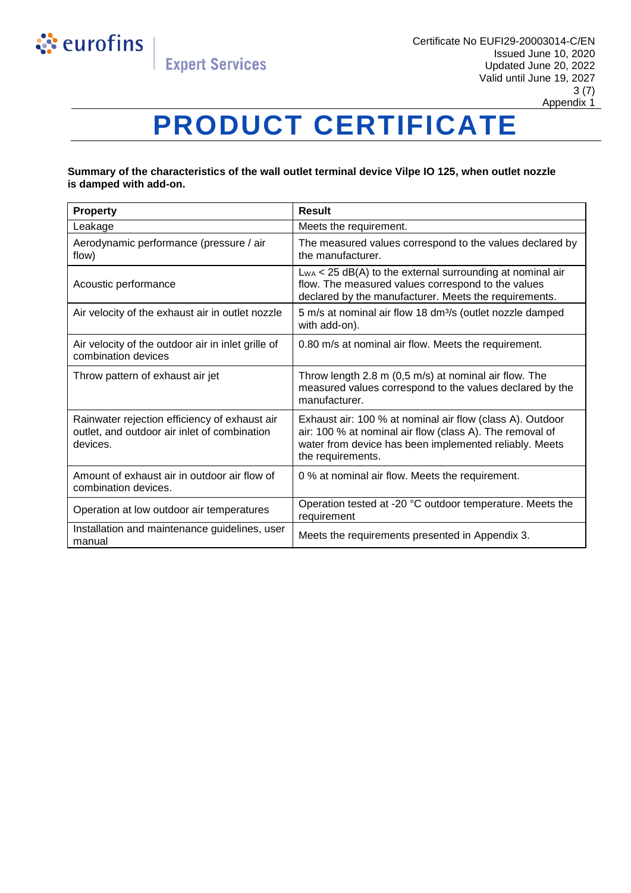Certificate No EUFI29-20003014-C/EN
Issued June 10, 2020
Updated June 20, 2022
Valid until June 19, 2027
Appendix 1

# PRODUCT CERTIFICATE

**Summary of the characteristics of the wall outlet terminal device Vilpe IO 125, when outlet nozzle is damped with add-on.**

| Property | Result |
|---|---|
| Leakage | Meets the requirement. |
| Aerodynamic performance (pressure / air flow) | The measured values correspond to the values declared by the manufacturer. |
| Acoustic performance | $L_{WA}$ < 25 dB(A) to the external surrounding at nominal air flow. The measured values correspond to the values declared by the manufacturer. Meets the requirements. |
| Air velocity of the exhaust air in outlet nozzle | 5 m/s at nominal air flow 18 $dm^3/s$ (outlet nozzle damped with add-on). |
| Air velocity of the outdoor air in inlet grille of combination devices | 0.80 m/s at nominal air flow. Meets the requirement. |
| Throw pattern of exhaust air jet | Throw length 2.8 m (0,5 m/s) at nominal air flow. The measured values correspond to the values declared by the manufacturer. |
| Rainwater rejection efficiency of exhaust air outlet, and outdoor air inlet of combination devices. | Exhaust air: 100 % at nominal air flow (class A). Outdoor air: 100 % at nominal air flow (class A). The removal of water from device has been implemented reliably. Meets the requirements. |
| Amount of exhaust air in outdoor air flow of combination devices. | 0 % at nominal air flow. Meets the requirement. |
| Operation at low outdoor air temperatures | Operation tested at -20 °C outdoor temperature. Meets the requirement |
| Installation and maintenance guidelines, user manual | Meets the requirements presented in Appendix 3. |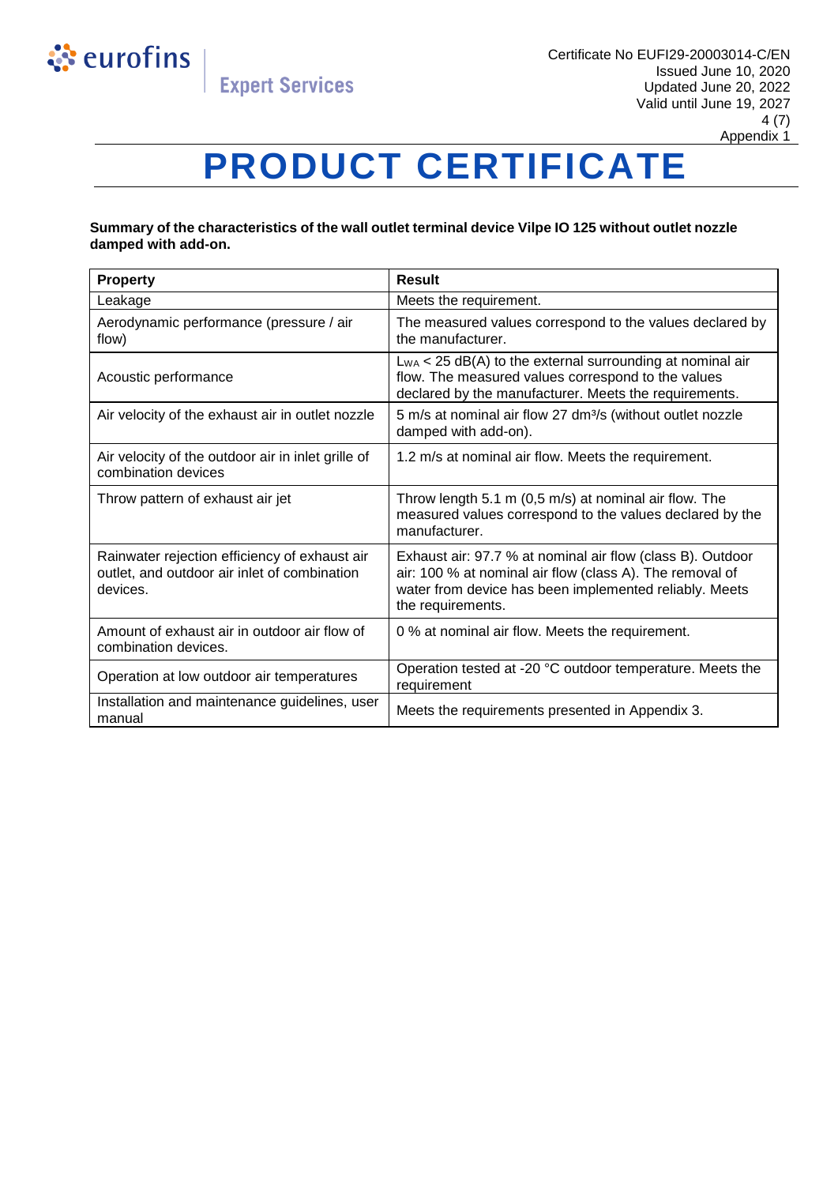# PRODUCT CERTIFICATE

**Summary of the characteristics of the wall outlet terminal device Vilpe IO 125 without outlet nozzle damped with add-on.**

| Property | Result |
|---|---|
| Leakage | Meets the requirement. |
| Aerodynamic performance (pressure / air flow) | The measured values correspond to the values declared by the manufacturer. |
| Acoustic performance | $L_{WA}$ < 25 dB(A) to the external surrounding at nominal air flow. The measured values correspond to the values declared by the manufacturer. Meets the requirements. |
| Air velocity of the exhaust air in outlet nozzle | 5 m/s at nominal air flow 27 $dm^3/s$ (without outlet nozzle damped with add-on). |
| Air velocity of the outdoor air in inlet grille of combination devices | 1.2 m/s at nominal air flow. Meets the requirement. |
| Throw pattern of exhaust air jet | Throw length 5.1 m (0,5 m/s) at nominal air flow. The measured values correspond to the values declared by the manufacturer. |
| Rainwater rejection efficiency of exhaust air outlet, and outdoor air inlet of combination devices. | Exhaust air: 97.7 % at nominal air flow (class B). Outdoor air: 100 % at nominal air flow (class A). The removal of water from device has been implemented reliably. Meets the requirements. |
| Amount of exhaust air in outdoor air flow of combination devices. | 0 % at nominal air flow. Meets the requirement. |
| Operation at low outdoor air temperatures | Operation tested at -20 °C outdoor temperature. Meets the requirement |
| Installation and maintenance guidelines, user manual | Meets the requirements presented in Appendix 3. |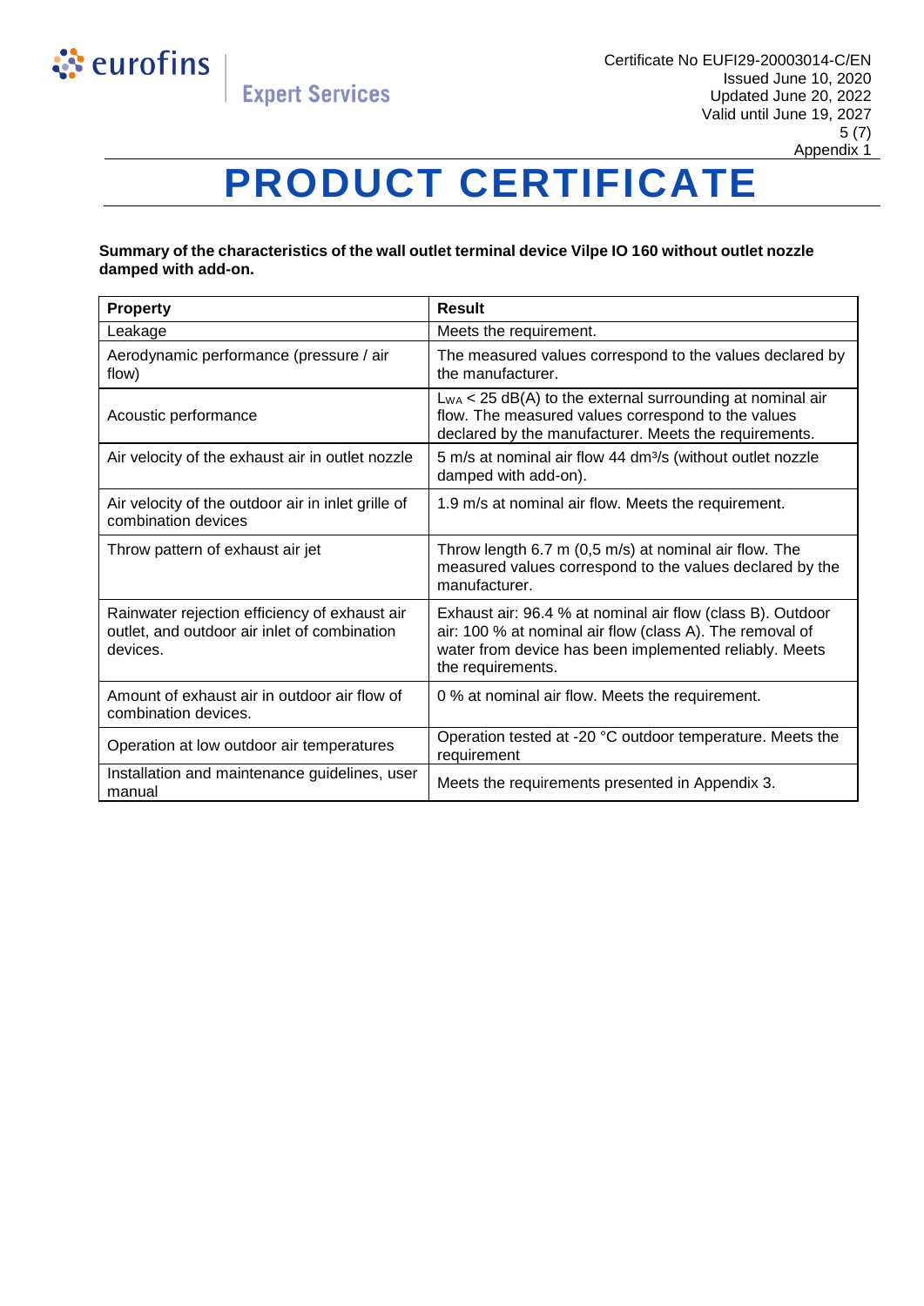Certificate No EUFI29-20003014-C/EN
Issued June 10, 2020
Updated June 20, 2022
Valid until June 19, 2027
Appendix 1

# PRODUCT CERTIFICATE

**Summary of the characteristics of the wall outlet terminal device Vilpe IO 160 without outlet nozzle damped with add-on.**

| Property | Result |
|---|---|
| Leakage | Meets the requirement. |
| Aerodynamic performance (pressure / air flow) | The measured values correspond to the values declared by the manufacturer. |
| Acoustic performance | $L_{WA}$ < 25 dB(A) to the external surrounding at nominal air flow. The measured values correspond to the values declared by the manufacturer. Meets the requirements. |
| Air velocity of the exhaust air in outlet nozzle | 5 m/s at nominal air flow 44 $dm^3/s$ (without outlet nozzle damped with add-on). |
| Air velocity of the outdoor air in inlet grille of combination devices | 1.9 m/s at nominal air flow. Meets the requirement. |
| Throw pattern of exhaust air jet | Throw length 6.7 m (0,5 m/s) at nominal air flow. The measured values correspond to the values declared by the manufacturer. |
| Rainwater rejection efficiency of exhaust air outlet, and outdoor air inlet of combination devices. | Exhaust air: 96.4 % at nominal air flow (class B). Outdoor air: 100 % at nominal air flow (class A). The removal of water from device has been implemented reliably. Meets the requirements. |
| Amount of exhaust air in outdoor air flow of combination devices. | 0 % at nominal air flow. Meets the requirement. |
| Operation at low outdoor air temperatures | Operation tested at -20 °C outdoor temperature. Meets the requirement |
| Installation and maintenance guidelines, user manual | Meets the requirements presented in Appendix 3. |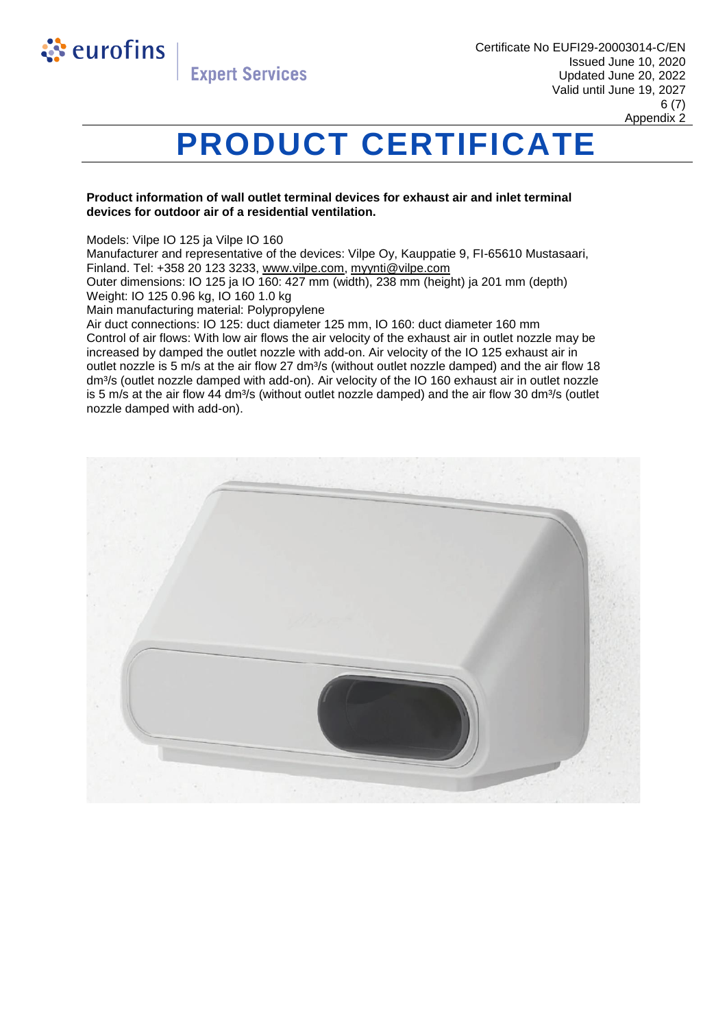Certificate No EUFI29-20003014-C/EN
Issued June 10, 2020
Updated June 20, 2022
Valid until June 19, 2027
Appendix 2

# PRODUCT CERTIFICATE

**Product information of wall outlet terminal devices for exhaust air and inlet terminal devices for outdoor air of a residential ventilation.**

Models: Vilpe IO 125 ja Vilpe IO 160
Manufacturer and representative of the devices: Vilpe Oy, Kauppatie 9, FI-65610 Mustasaari, Finland. Tel: +358 20 123 3233, www.vilpe.com, myynti@vilpe.com
Outer dimensions: IO 125 ja IO 160: 427 mm (width), 238 mm (height) ja 201 mm (depth)
Weight: IO 125 0.96 kg, IO 160 1.0 kg
Main manufacturing material: Polypropylene
Air duct connections: IO 125: duct diameter 125 mm, IO 160: duct diameter 160 mm
Control of air flows: With low air flows the air velocity of the exhaust air in outlet nozzle may be increased by damped the outlet nozzle with add-on. Air velocity of the IO 125 exhaust air in outlet nozzle is 5 m/s at the air flow 27 $dm^3/s$ (without outlet nozzle damped) and the air flow 18 $dm^3/s$ (outlet nozzle damped with add-on). Air velocity of the IO 160 exhaust air in outlet nozzle is 5 m/s at the air flow 44 $dm^3/s$ (without outlet nozzle damped) and the air flow 30 $dm^3/s$ (outlet nozzle damped with add-on).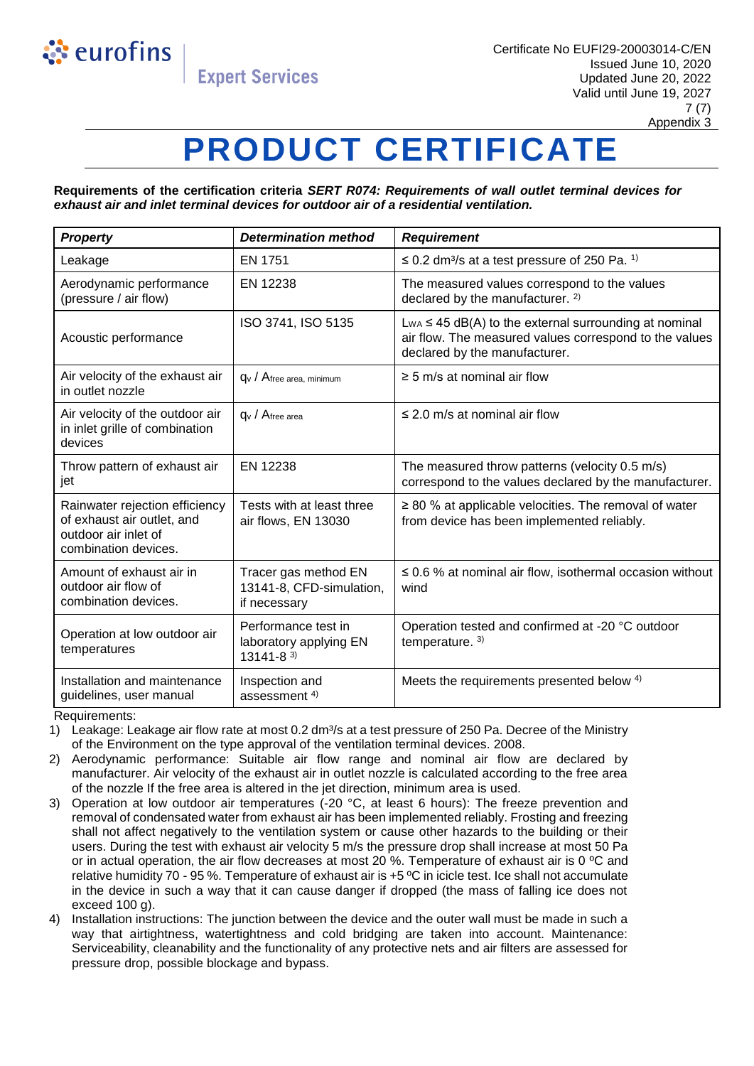Certificate No EUFI29-20003014-C/EN
Issued June 10, 2020
Updated June 20, 2022
Valid until June 19, 2027
Appendix 3

# PRODUCT CERTIFICATE

**Requirements of the certification criteria *SERT R074: Requirements of wall outlet terminal devices for exhaust air and inlet terminal devices for outdoor air of a residential ventilation.***

| *Property* | *Determination method* | *Requirement* |
|---|---|---|
| Leakage | EN 1751 | ≤ 0.2 $dm^3/s$ at a test pressure of 250 Pa. [1] |
| Aerodynamic performance (pressure / air flow) | EN 12238 | The measured values correspond to the values declared by the manufacturer. [2] |
| Acoustic performance | ISO 3741, ISO 5135 | $L_{WA}$ ≤ 45 dB(A) to the external surrounding at nominal air flow. The measured values correspond to the values declared by the manufacturer. |
| Air velocity of the exhaust air in outlet nozzle | $q_v$ / $A_{free\ area,\ minimum}$ | ≥ 5 m/s at nominal air flow |
| Air velocity of the outdoor air in inlet grille of combination devices | $q_v$ / $A_{free\ area}$ | ≤ 2.0 m/s at nominal air flow |
| Throw pattern of exhaust air jet | EN 12238 | The measured throw patterns (velocity 0.5 m/s) correspond to the values declared by the manufacturer. |
| Rainwater rejection efficiency of exhaust air outlet, and outdoor air inlet of combination devices. | Tests with at least three air flows, EN 13030 | ≥ 80 % at applicable velocities. The removal of water from device has been implemented reliably. |
| Amount of exhaust air in outdoor air flow of combination devices. | Tracer gas method EN 13141-8, CFD-simulation, if necessary | ≤ 0.6 % at nominal air flow, isothermal occasion without wind |
| Operation at low outdoor air temperatures | Performance test in laboratory applying EN 13141-8 [3] | Operation tested and confirmed at -20 °C outdoor temperature. [3] |
| Installation and maintenance guidelines, user manual | Inspection and assessment [4] | Meets the requirements presented below [4] |

Requirements:

1) Leakage: Leakage air flow rate at most 0.2 $dm^3/s$ at a test pressure of 250 Pa. Decree of the Ministry of the Environment on the type approval of the ventilation terminal devices. 2008.
2) Aerodynamic performance: Suitable air flow range and nominal air flow are declared by manufacturer. Air velocity of the exhaust air in outlet nozzle is calculated according to the free area of the nozzle If the free area is altered in the jet direction, minimum area is used.
3) Operation at low outdoor air temperatures (-20 °C, at least 6 hours): The freeze prevention and removal of condensated water from exhaust air has been implemented reliably. Frosting and freezing shall not affect negatively to the ventilation system or cause other hazards to the building or their users. During the test with exhaust air velocity 5 m/s the pressure drop shall increase at most 50 Pa or in actual operation, the air flow decreases at most 20 %. Temperature of exhaust air is 0 ºC and relative humidity 70 - 95 %. Temperature of exhaust air is +5 ºC in icicle test. Ice shall not accumulate in the device in such a way that it can cause danger if dropped (the mass of falling ice does not exceed 100 g).
4) Installation instructions: The junction between the device and the outer wall must be made in such a way that airtightness, watertightness and cold bridging are taken into account. Maintenance: Serviceability, cleanability and the functionality of any protective nets and air filters are assessed for pressure drop, possible blockage and bypass.